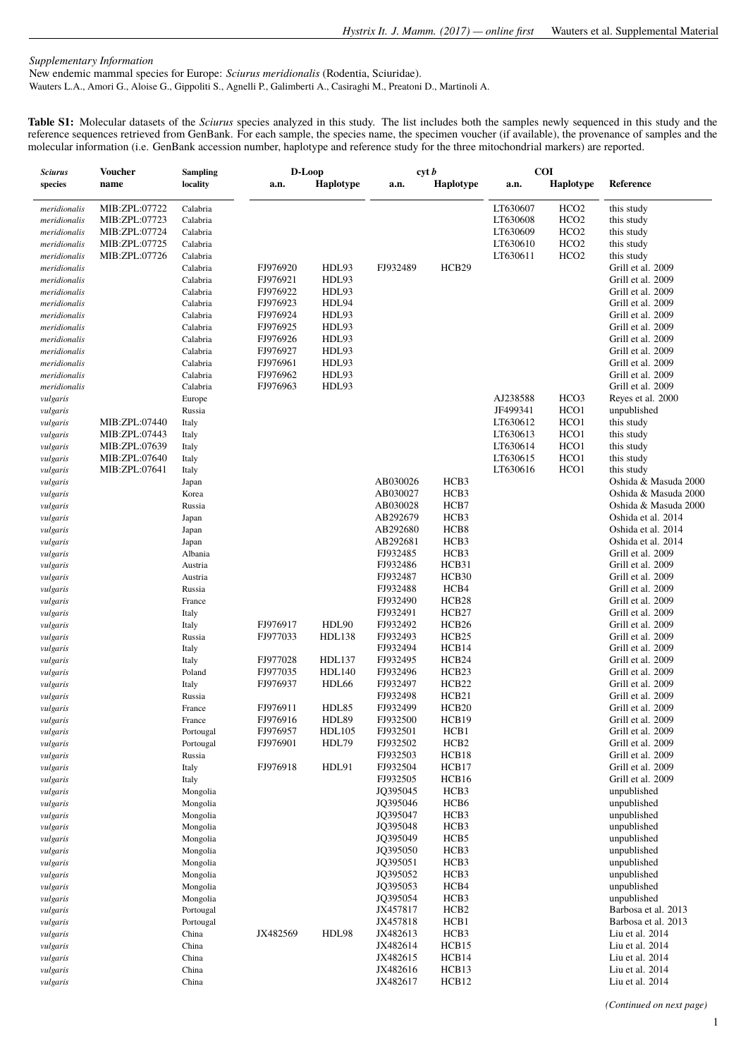*Supplementary Information*
New endemic mammal species for Europe: *Sciurus meridionalis* (Rodentia, Sciuridae).
Wauters L.A., Amori G., Aloise G., Gippoliti S., Agnelli P., Galimberti A., Casiraghi M., Preatoni D., Martinoli A.

**Table S1:** Molecular datasets of the *Sciurus* species analyzed in this study. The list includes both the samples newly sequenced in this study and the reference sequences retrieved from GenBank. For each sample, the species name, the specimen voucher (if available), the provenance of samples and the molecular information (i.e. GenBank accession number, haplotype and reference study for the three mitochondrial markers) are reported.

| *Sciurus* | Voucher | Sampling | D-Loop | | cyt *b* | | COI | | |
|---|---|---|---|---|---|---|---|---|---|
| species | name | locality | a.n. | Haplotype | a.n. | Haplotype | a.n. | Haplotype | Reference |
| *meridionalis* | MIB:ZPL:07722 | Calabria | | | | | LT630607 | HCO2 | this study |
| *meridionalis* | MIB:ZPL:07723 | Calabria | | | | | LT630608 | HCO2 | this study |
| *meridionalis* | MIB:ZPL:07724 | Calabria | | | | | LT630609 | HCO2 | this study |
| *meridionalis* | MIB:ZPL:07725 | Calabria | | | | | LT630610 | HCO2 | this study |
| *meridionalis* | MIB:ZPL:07726 | Calabria | | | | | LT630611 | HCO2 | this study |
| *meridionalis* | | Calabria | FJ976920 | HDL93 | FJ932489 | HCB29 | | | Grill et al. 2009 |
| *meridionalis* | | Calabria | FJ976921 | HDL93 | | | | | Grill et al. 2009 |
| *meridionalis* | | Calabria | FJ976922 | HDL93 | | | | | Grill et al. 2009 |
| *meridionalis* | | Calabria | FJ976923 | HDL94 | | | | | Grill et al. 2009 |
| *meridionalis* | | Calabria | FJ976924 | HDL93 | | | | | Grill et al. 2009 |
| *meridionalis* | | Calabria | FJ976925 | HDL93 | | | | | Grill et al. 2009 |
| *meridionalis* | | Calabria | FJ976926 | HDL93 | | | | | Grill et al. 2009 |
| *meridionalis* | | Calabria | FJ976927 | HDL93 | | | | | Grill et al. 2009 |
| *meridionalis* | | Calabria | FJ976961 | HDL93 | | | | | Grill et al. 2009 |
| *meridionalis* | | Calabria | FJ976962 | HDL93 | | | | | Grill et al. 2009 |
| *meridionalis* | | Calabria | FJ976963 | HDL93 | | | | | Grill et al. 2009 |
| *vulgaris* | | Europe | | | | | AJ238588 | HCO3 | Reyes et al. 2000 |
| *vulgaris* | | Russia | | | | | JF499341 | HCO1 | unpublished |
| *vulgaris* | MIB:ZPL:07440 | Italy | | | | | LT630612 | HCO1 | this study |
| *vulgaris* | MIB:ZPL:07443 | Italy | | | | | LT630613 | HCO1 | this study |
| *vulgaris* | MIB:ZPL:07639 | Italy | | | | | LT630614 | HCO1 | this study |
| *vulgaris* | MIB:ZPL:07640 | Italy | | | | | LT630615 | HCO1 | this study |
| *vulgaris* | MIB:ZPL:07641 | Italy | | | | | LT630616 | HCO1 | this study |
| *vulgaris* | | Japan | | | AB030026 | HCB3 | | | Oshida & Masuda 2000 |
| *vulgaris* | | Korea | | | AB030027 | HCB3 | | | Oshida & Masuda 2000 |
| *vulgaris* | | Russia | | | AB030028 | HCB7 | | | Oshida & Masuda 2000 |
| *vulgaris* | | Japan | | | AB292679 | HCB3 | | | Oshida et al. 2014 |
| *vulgaris* | | Japan | | | AB292680 | HCB8 | | | Oshida et al. 2014 |
| *vulgaris* | | Japan | | | AB292681 | HCB3 | | | Oshida et al. 2014 |
| *vulgaris* | | Albania | | | FJ932485 | HCB3 | | | Grill et al. 2009 |
| *vulgaris* | | Austria | | | FJ932486 | HCB31 | | | Grill et al. 2009 |
| *vulgaris* | | Austria | | | FJ932487 | HCB30 | | | Grill et al. 2009 |
| *vulgaris* | | Russia | | | FJ932488 | HCB4 | | | Grill et al. 2009 |
| *vulgaris* | | France | | | FJ932490 | HCB28 | | | Grill et al. 2009 |
| *vulgaris* | | Italy | | | FJ932491 | HCB27 | | | Grill et al. 2009 |
| *vulgaris* | | Italy | FJ976917 | HDL90 | FJ932492 | HCB26 | | | Grill et al. 2009 |
| *vulgaris* | | Russia | FJ977033 | HDL138 | FJ932493 | HCB25 | | | Grill et al. 2009 |
| *vulgaris* | | Italy | | | FJ932494 | HCB14 | | | Grill et al. 2009 |
| *vulgaris* | | Italy | FJ977028 | HDL137 | FJ932495 | HCB24 | | | Grill et al. 2009 |
| *vulgaris* | | Poland | FJ977035 | HDL140 | FJ932496 | HCB23 | | | Grill et al. 2009 |
| *vulgaris* | | Italy | FJ976937 | HDL66 | FJ932497 | HCB22 | | | Grill et al. 2009 |
| *vulgaris* | | Russia | | | FJ932498 | HCB21 | | | Grill et al. 2009 |
| *vulgaris* | | France | FJ976911 | HDL85 | FJ932499 | HCB20 | | | Grill et al. 2009 |
| *vulgaris* | | France | FJ976916 | HDL89 | FJ932500 | HCB19 | | | Grill et al. 2009 |
| *vulgaris* | | Portougal | FJ976957 | HDL105 | FJ932501 | HCB1 | | | Grill et al. 2009 |
| *vulgaris* | | Portougal | FJ976901 | HDL79 | FJ932502 | HCB2 | | | Grill et al. 2009 |
| *vulgaris* | | Russia | | | FJ932503 | HCB18 | | | Grill et al. 2009 |
| *vulgaris* | | Italy | FJ976918 | HDL91 | FJ932504 | HCB17 | | | Grill et al. 2009 |
| *vulgaris* | | Italy | | | FJ932505 | HCB16 | | | Grill et al. 2009 |
| *vulgaris* | | Mongolia | | | JQ395045 | HCB3 | | | unpublished |
| *vulgaris* | | Mongolia | | | JQ395046 | HCB6 | | | unpublished |
| *vulgaris* | | Mongolia | | | JQ395047 | HCB3 | | | unpublished |
| *vulgaris* | | Mongolia | | | JQ395048 | HCB3 | | | unpublished |
| *vulgaris* | | Mongolia | | | JQ395049 | HCB5 | | | unpublished |
| *vulgaris* | | Mongolia | | | JQ395050 | HCB3 | | | unpublished |
| *vulgaris* | | Mongolia | | | JQ395051 | HCB3 | | | unpublished |
| *vulgaris* | | Mongolia | | | JQ395052 | HCB3 | | | unpublished |
| *vulgaris* | | Mongolia | | | JQ395053 | HCB4 | | | unpublished |
| *vulgaris* | | Mongolia | | | JQ395054 | HCB3 | | | unpublished |
| *vulgaris* | | Portougal | | | JX457817 | HCB2 | | | Barbosa et al. 2013 |
| *vulgaris* | | Portougal | | | JX457818 | HCB1 | | | Barbosa et al. 2013 |
| *vulgaris* | | China | JX482569 | HDL98 | JX482613 | HCB3 | | | Liu et al. 2014 |
| *vulgaris* | | China | | | JX482614 | HCB15 | | | Liu et al. 2014 |
| *vulgaris* | | China | | | JX482615 | HCB14 | | | Liu et al. 2014 |
| *vulgaris* | | China | | | JX482616 | HCB13 | | | Liu et al. 2014 |
| *vulgaris* | | China | | | JX482617 | HCB12 | | | Liu et al. 2014 |

*(Continued on next page)*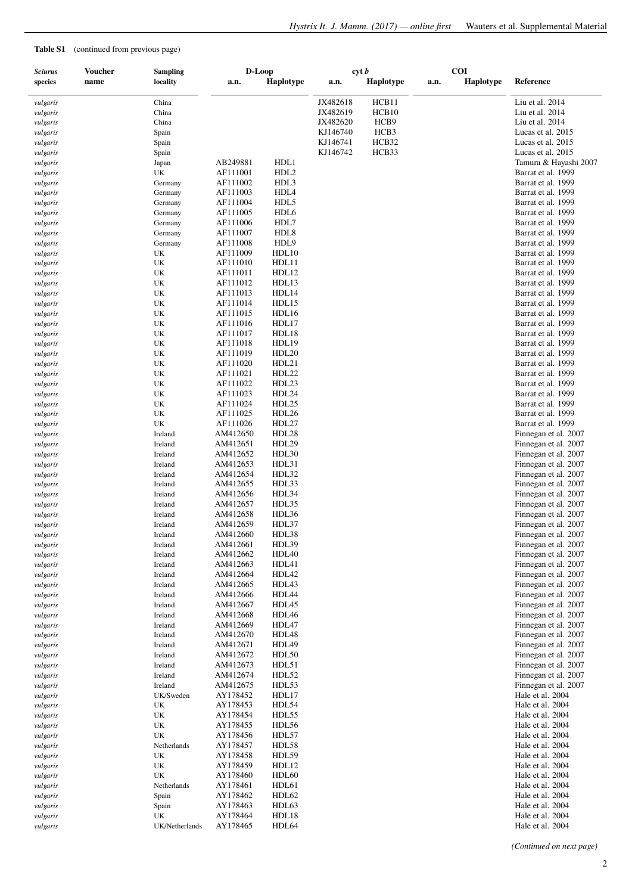**Table S1** (continued from previous page)

| *Sciurus* species | Voucher name | Sampling locality | D-Loop | | cyt *b* | | COI | | Reference |
|---|---|---|---|---|---|---|---|---|---|
| | | | a.n. | Haplotype | a.n. | Haplotype | a.n. | Haplotype | |
| *vulgaris* | | China | | | JX482618 | HCB11 | | | Liu et al. 2014 |
| *vulgaris* | | China | | | JX482619 | HCB10 | | | Liu et al. 2014 |
| *vulgaris* | | China | | | JX482620 | HCB9 | | | Liu et al. 2014 |
| *vulgaris* | | Spain | | | KJ146740 | HCB3 | | | Lucas et al. 2015 |
| *vulgaris* | | Spain | | | KJ146741 | HCB32 | | | Lucas et al. 2015 |
| *vulgaris* | | Spain | | | KJ146742 | HCB33 | | | Lucas et al. 2015 |
| *vulgaris* | | Japan | AB249881 | HDL1 | | | | | Tamura & Hayashi 2007 |
| *vulgaris* | | UK | AF111001 | HDL2 | | | | | Barrat et al. 1999 |
| *vulgaris* | | Germany | AF111002 | HDL3 | | | | | Barrat et al. 1999 |
| *vulgaris* | | Germany | AF111003 | HDL4 | | | | | Barrat et al. 1999 |
| *vulgaris* | | Germany | AF111004 | HDL5 | | | | | Barrat et al. 1999 |
| *vulgaris* | | Germany | AF111005 | HDL6 | | | | | Barrat et al. 1999 |
| *vulgaris* | | Germany | AF111006 | HDL7 | | | | | Barrat et al. 1999 |
| *vulgaris* | | Germany | AF111007 | HDL8 | | | | | Barrat et al. 1999 |
| *vulgaris* | | Germany | AF111008 | HDL9 | | | | | Barrat et al. 1999 |
| *vulgaris* | | UK | AF111009 | HDL10 | | | | | Barrat et al. 1999 |
| *vulgaris* | | UK | AF111010 | HDL11 | | | | | Barrat et al. 1999 |
| *vulgaris* | | UK | AF111011 | HDL12 | | | | | Barrat et al. 1999 |
| *vulgaris* | | UK | AF111012 | HDL13 | | | | | Barrat et al. 1999 |
| *vulgaris* | | UK | AF111013 | HDL14 | | | | | Barrat et al. 1999 |
| *vulgaris* | | UK | AF111014 | HDL15 | | | | | Barrat et al. 1999 |
| *vulgaris* | | UK | AF111015 | HDL16 | | | | | Barrat et al. 1999 |
| *vulgaris* | | UK | AF111016 | HDL17 | | | | | Barrat et al. 1999 |
| *vulgaris* | | UK | AF111017 | HDL18 | | | | | Barrat et al. 1999 |
| *vulgaris* | | UK | AF111018 | HDL19 | | | | | Barrat et al. 1999 |
| *vulgaris* | | UK | AF111019 | HDL20 | | | | | Barrat et al. 1999 |
| *vulgaris* | | UK | AF111020 | HDL21 | | | | | Barrat et al. 1999 |
| *vulgaris* | | UK | AF111021 | HDL22 | | | | | Barrat et al. 1999 |
| *vulgaris* | | UK | AF111022 | HDL23 | | | | | Barrat et al. 1999 |
| *vulgaris* | | UK | AF111023 | HDL24 | | | | | Barrat et al. 1999 |
| *vulgaris* | | UK | AF111024 | HDL25 | | | | | Barrat et al. 1999 |
| *vulgaris* | | UK | AF111025 | HDL26 | | | | | Barrat et al. 1999 |
| *vulgaris* | | UK | AF111026 | HDL27 | | | | | Barrat et al. 1999 |
| *vulgaris* | | Ireland | AM412650 | HDL28 | | | | | Finnegan et al. 2007 |
| *vulgaris* | | Ireland | AM412651 | HDL29 | | | | | Finnegan et al. 2007 |
| *vulgaris* | | Ireland | AM412652 | HDL30 | | | | | Finnegan et al. 2007 |
| *vulgaris* | | Ireland | AM412653 | HDL31 | | | | | Finnegan et al. 2007 |
| *vulgaris* | | Ireland | AM412654 | HDL32 | | | | | Finnegan et al. 2007 |
| *vulgaris* | | Ireland | AM412655 | HDL33 | | | | | Finnegan et al. 2007 |
| *vulgaris* | | Ireland | AM412656 | HDL34 | | | | | Finnegan et al. 2007 |
| *vulgaris* | | Ireland | AM412657 | HDL35 | | | | | Finnegan et al. 2007 |
| *vulgaris* | | Ireland | AM412658 | HDL36 | | | | | Finnegan et al. 2007 |
| *vulgaris* | | Ireland | AM412659 | HDL37 | | | | | Finnegan et al. 2007 |
| *vulgaris* | | Ireland | AM412660 | HDL38 | | | | | Finnegan et al. 2007 |
| *vulgaris* | | Ireland | AM412661 | HDL39 | | | | | Finnegan et al. 2007 |
| *vulgaris* | | Ireland | AM412662 | HDL40 | | | | | Finnegan et al. 2007 |
| *vulgaris* | | Ireland | AM412663 | HDL41 | | | | | Finnegan et al. 2007 |
| *vulgaris* | | Ireland | AM412664 | HDL42 | | | | | Finnegan et al. 2007 |
| *vulgaris* | | Ireland | AM412665 | HDL43 | | | | | Finnegan et al. 2007 |
| *vulgaris* | | Ireland | AM412666 | HDL44 | | | | | Finnegan et al. 2007 |
| *vulgaris* | | Ireland | AM412667 | HDL45 | | | | | Finnegan et al. 2007 |
| *vulgaris* | | Ireland | AM412668 | HDL46 | | | | | Finnegan et al. 2007 |
| *vulgaris* | | Ireland | AM412669 | HDL47 | | | | | Finnegan et al. 2007 |
| *vulgaris* | | Ireland | AM412670 | HDL48 | | | | | Finnegan et al. 2007 |
| *vulgaris* | | Ireland | AM412671 | HDL49 | | | | | Finnegan et al. 2007 |
| *vulgaris* | | Ireland | AM412672 | HDL50 | | | | | Finnegan et al. 2007 |
| *vulgaris* | | Ireland | AM412673 | HDL51 | | | | | Finnegan et al. 2007 |
| *vulgaris* | | Ireland | AM412674 | HDL52 | | | | | Finnegan et al. 2007 |
| *vulgaris* | | Ireland | AM412675 | HDL53 | | | | | Finnegan et al. 2007 |
| *vulgaris* | | UK/Sweden | AY178452 | HDL17 | | | | | Hale et al. 2004 |
| *vulgaris* | | UK | AY178453 | HDL54 | | | | | Hale et al. 2004 |
| *vulgaris* | | UK | AY178454 | HDL55 | | | | | Hale et al. 2004 |
| *vulgaris* | | UK | AY178455 | HDL56 | | | | | Hale et al. 2004 |
| *vulgaris* | | UK | AY178456 | HDL57 | | | | | Hale et al. 2004 |
| *vulgaris* | | Netherlands | AY178457 | HDL58 | | | | | Hale et al. 2004 |
| *vulgaris* | | UK | AY178458 | HDL59 | | | | | Hale et al. 2004 |
| *vulgaris* | | UK | AY178459 | HDL12 | | | | | Hale et al. 2004 |
| *vulgaris* | | UK | AY178460 | HDL60 | | | | | Hale et al. 2004 |
| *vulgaris* | | Netherlands | AY178461 | HDL61 | | | | | Hale et al. 2004 |
| *vulgaris* | | Spain | AY178462 | HDL62 | | | | | Hale et al. 2004 |
| *vulgaris* | | Spain | AY178463 | HDL63 | | | | | Hale et al. 2004 |
| *vulgaris* | | UK | AY178464 | HDL18 | | | | | Hale et al. 2004 |
| *vulgaris* | | UK/Netherlands | AY178465 | HDL64 | | | | | Hale et al. 2004 |

*(Continued on next page)*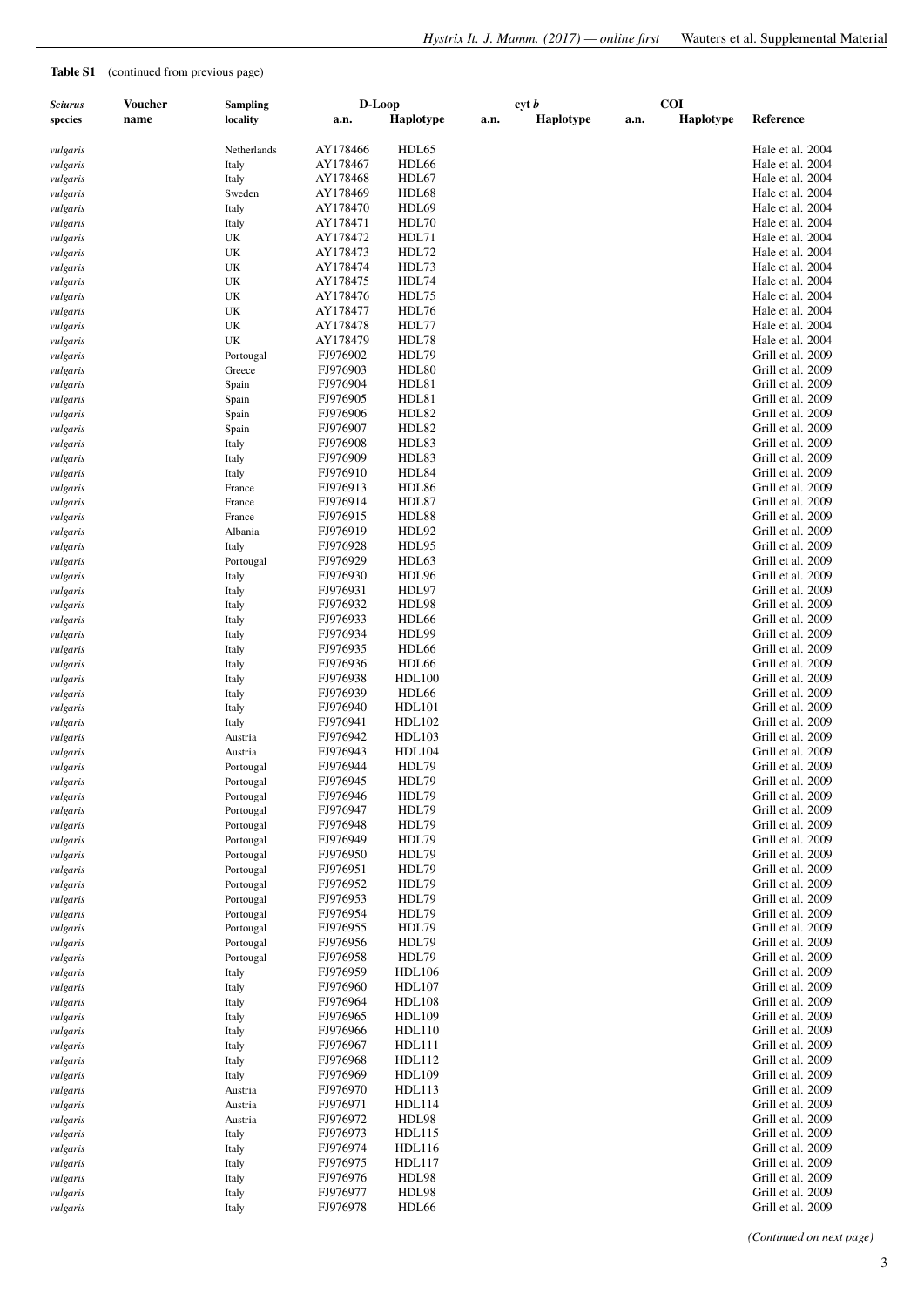**Table S1** (continued from previous page)

| *Sciurus* species | Voucher name | Sampling locality | D-Loop | | cyt *b* | | COI | | Reference |
|---|---|---|---|---|---|---|---|---|---|
| | | | a.n. | Haplotype | a.n. | Haplotype | a.n. | Haplotype | |
| *vulgaris* | | Netherlands | AY178466 | HDL65 | | | | | Hale et al. 2004 |
| *vulgaris* | | Italy | AY178467 | HDL66 | | | | | Hale et al. 2004 |
| *vulgaris* | | Italy | AY178468 | HDL67 | | | | | Hale et al. 2004 |
| *vulgaris* | | Sweden | AY178469 | HDL68 | | | | | Hale et al. 2004 |
| *vulgaris* | | Italy | AY178470 | HDL69 | | | | | Hale et al. 2004 |
| *vulgaris* | | Italy | AY178471 | HDL70 | | | | | Hale et al. 2004 |
| *vulgaris* | | UK | AY178472 | HDL71 | | | | | Hale et al. 2004 |
| *vulgaris* | | UK | AY178473 | HDL72 | | | | | Hale et al. 2004 |
| *vulgaris* | | UK | AY178474 | HDL73 | | | | | Hale et al. 2004 |
| *vulgaris* | | UK | AY178475 | HDL74 | | | | | Hale et al. 2004 |
| *vulgaris* | | UK | AY178476 | HDL75 | | | | | Hale et al. 2004 |
| *vulgaris* | | UK | AY178477 | HDL76 | | | | | Hale et al. 2004 |
| *vulgaris* | | UK | AY178478 | HDL77 | | | | | Hale et al. 2004 |
| *vulgaris* | | UK | AY178479 | HDL78 | | | | | Hale et al. 2004 |
| *vulgaris* | | Portougal | FJ976902 | HDL79 | | | | | Grill et al. 2009 |
| *vulgaris* | | Greece | FJ976903 | HDL80 | | | | | Grill et al. 2009 |
| *vulgaris* | | Spain | FJ976904 | HDL81 | | | | | Grill et al. 2009 |
| *vulgaris* | | Spain | FJ976905 | HDL81 | | | | | Grill et al. 2009 |
| *vulgaris* | | Spain | FJ976906 | HDL82 | | | | | Grill et al. 2009 |
| *vulgaris* | | Spain | FJ976907 | HDL82 | | | | | Grill et al. 2009 |
| *vulgaris* | | Italy | FJ976908 | HDL83 | | | | | Grill et al. 2009 |
| *vulgaris* | | Italy | FJ976909 | HDL83 | | | | | Grill et al. 2009 |
| *vulgaris* | | Italy | FJ976910 | HDL84 | | | | | Grill et al. 2009 |
| *vulgaris* | | France | FJ976913 | HDL86 | | | | | Grill et al. 2009 |
| *vulgaris* | | France | FJ976914 | HDL87 | | | | | Grill et al. 2009 |
| *vulgaris* | | France | FJ976915 | HDL88 | | | | | Grill et al. 2009 |
| *vulgaris* | | Albania | FJ976919 | HDL92 | | | | | Grill et al. 2009 |
| *vulgaris* | | Italy | FJ976928 | HDL95 | | | | | Grill et al. 2009 |
| *vulgaris* | | Portougal | FJ976929 | HDL63 | | | | | Grill et al. 2009 |
| *vulgaris* | | Italy | FJ976930 | HDL96 | | | | | Grill et al. 2009 |
| *vulgaris* | | Italy | FJ976931 | HDL97 | | | | | Grill et al. 2009 |
| *vulgaris* | | Italy | FJ976932 | HDL98 | | | | | Grill et al. 2009 |
| *vulgaris* | | Italy | FJ976933 | HDL66 | | | | | Grill et al. 2009 |
| *vulgaris* | | Italy | FJ976934 | HDL99 | | | | | Grill et al. 2009 |
| *vulgaris* | | Italy | FJ976935 | HDL66 | | | | | Grill et al. 2009 |
| *vulgaris* | | Italy | FJ976936 | HDL66 | | | | | Grill et al. 2009 |
| *vulgaris* | | Italy | FJ976938 | HDL100 | | | | | Grill et al. 2009 |
| *vulgaris* | | Italy | FJ976939 | HDL66 | | | | | Grill et al. 2009 |
| *vulgaris* | | Italy | FJ976940 | HDL101 | | | | | Grill et al. 2009 |
| *vulgaris* | | Italy | FJ976941 | HDL102 | | | | | Grill et al. 2009 |
| *vulgaris* | | Austria | FJ976942 | HDL103 | | | | | Grill et al. 2009 |
| *vulgaris* | | Austria | FJ976943 | HDL104 | | | | | Grill et al. 2009 |
| *vulgaris* | | Portougal | FJ976944 | HDL79 | | | | | Grill et al. 2009 |
| *vulgaris* | | Portougal | FJ976945 | HDL79 | | | | | Grill et al. 2009 |
| *vulgaris* | | Portougal | FJ976946 | HDL79 | | | | | Grill et al. 2009 |
| *vulgaris* | | Portougal | FJ976947 | HDL79 | | | | | Grill et al. 2009 |
| *vulgaris* | | Portougal | FJ976948 | HDL79 | | | | | Grill et al. 2009 |
| *vulgaris* | | Portougal | FJ976949 | HDL79 | | | | | Grill et al. 2009 |
| *vulgaris* | | Portougal | FJ976950 | HDL79 | | | | | Grill et al. 2009 |
| *vulgaris* | | Portougal | FJ976951 | HDL79 | | | | | Grill et al. 2009 |
| *vulgaris* | | Portougal | FJ976952 | HDL79 | | | | | Grill et al. 2009 |
| *vulgaris* | | Portougal | FJ976953 | HDL79 | | | | | Grill et al. 2009 |
| *vulgaris* | | Portougal | FJ976954 | HDL79 | | | | | Grill et al. 2009 |
| *vulgaris* | | Portougal | FJ976955 | HDL79 | | | | | Grill et al. 2009 |
| *vulgaris* | | Portougal | FJ976956 | HDL79 | | | | | Grill et al. 2009 |
| *vulgaris* | | Portougal | FJ976958 | HDL79 | | | | | Grill et al. 2009 |
| *vulgaris* | | Italy | FJ976959 | HDL106 | | | | | Grill et al. 2009 |
| *vulgaris* | | Italy | FJ976960 | HDL107 | | | | | Grill et al. 2009 |
| *vulgaris* | | Italy | FJ976964 | HDL108 | | | | | Grill et al. 2009 |
| *vulgaris* | | Italy | FJ976965 | HDL109 | | | | | Grill et al. 2009 |
| *vulgaris* | | Italy | FJ976966 | HDL110 | | | | | Grill et al. 2009 |
| *vulgaris* | | Italy | FJ976967 | HDL111 | | | | | Grill et al. 2009 |
| *vulgaris* | | Italy | FJ976968 | HDL112 | | | | | Grill et al. 2009 |
| *vulgaris* | | Italy | FJ976969 | HDL109 | | | | | Grill et al. 2009 |
| *vulgaris* | | Austria | FJ976970 | HDL113 | | | | | Grill et al. 2009 |
| *vulgaris* | | Austria | FJ976971 | HDL114 | | | | | Grill et al. 2009 |
| *vulgaris* | | Austria | FJ976972 | HDL98 | | | | | Grill et al. 2009 |
| *vulgaris* | | Italy | FJ976973 | HDL115 | | | | | Grill et al. 2009 |
| *vulgaris* | | Italy | FJ976974 | HDL116 | | | | | Grill et al. 2009 |
| *vulgaris* | | Italy | FJ976975 | HDL117 | | | | | Grill et al. 2009 |
| *vulgaris* | | Italy | FJ976976 | HDL98 | | | | | Grill et al. 2009 |
| *vulgaris* | | Italy | FJ976977 | HDL98 | | | | | Grill et al. 2009 |
| *vulgaris* | | Italy | FJ976978 | HDL66 | | | | | Grill et al. 2009 |

*(Continued on next page)*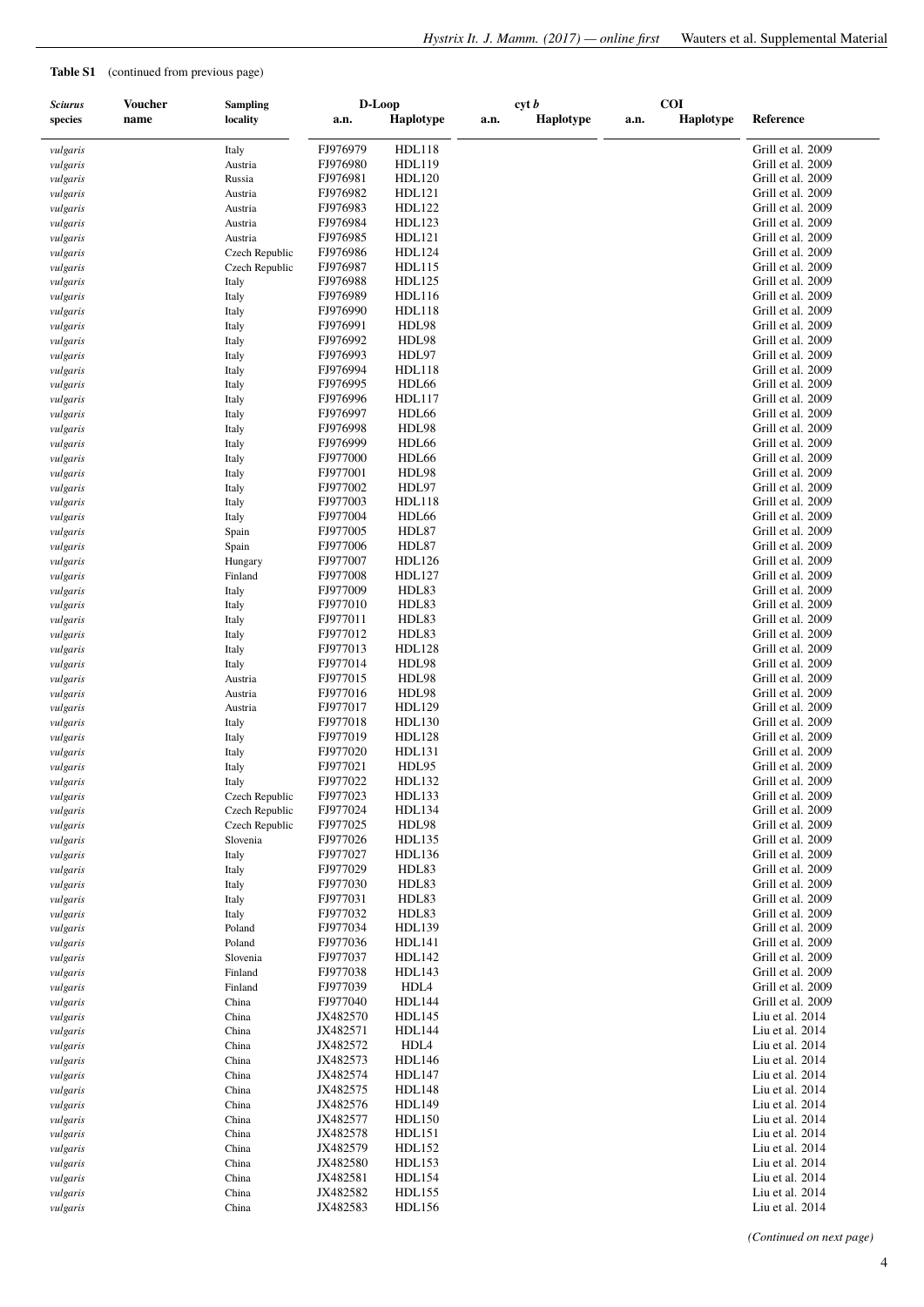**Table S1** (continued from previous page)

| *Sciurus* species | Voucher name | Sampling locality | D-Loop a.n. | D-Loop Haplotype | cyt *b* a.n. | cyt *b* Haplotype | COI a.n. | COI Haplotype | Reference |
|---|---|---|---|---|---|---|---|---|---|
| *vulgaris* | | Italy | FJ976979 | HDL118 | | | | | Grill et al. 2009 |
| *vulgaris* | | Austria | FJ976980 | HDL119 | | | | | Grill et al. 2009 |
| *vulgaris* | | Russia | FJ976981 | HDL120 | | | | | Grill et al. 2009 |
| *vulgaris* | | Austria | FJ976982 | HDL121 | | | | | Grill et al. 2009 |
| *vulgaris* | | Austria | FJ976983 | HDL122 | | | | | Grill et al. 2009 |
| *vulgaris* | | Austria | FJ976984 | HDL123 | | | | | Grill et al. 2009 |
| *vulgaris* | | Austria | FJ976985 | HDL121 | | | | | Grill et al. 2009 |
| *vulgaris* | | Czech Republic | FJ976986 | HDL124 | | | | | Grill et al. 2009 |
| *vulgaris* | | Czech Republic | FJ976987 | HDL115 | | | | | Grill et al. 2009 |
| *vulgaris* | | Italy | FJ976988 | HDL125 | | | | | Grill et al. 2009 |
| *vulgaris* | | Italy | FJ976989 | HDL116 | | | | | Grill et al. 2009 |
| *vulgaris* | | Italy | FJ976990 | HDL118 | | | | | Grill et al. 2009 |
| *vulgaris* | | Italy | FJ976991 | HDL98 | | | | | Grill et al. 2009 |
| *vulgaris* | | Italy | FJ976992 | HDL98 | | | | | Grill et al. 2009 |
| *vulgaris* | | Italy | FJ976993 | HDL97 | | | | | Grill et al. 2009 |
| *vulgaris* | | Italy | FJ976994 | HDL118 | | | | | Grill et al. 2009 |
| *vulgaris* | | Italy | FJ976995 | HDL66 | | | | | Grill et al. 2009 |
| *vulgaris* | | Italy | FJ976996 | HDL117 | | | | | Grill et al. 2009 |
| *vulgaris* | | Italy | FJ976997 | HDL66 | | | | | Grill et al. 2009 |
| *vulgaris* | | Italy | FJ976998 | HDL98 | | | | | Grill et al. 2009 |
| *vulgaris* | | Italy | FJ976999 | HDL66 | | | | | Grill et al. 2009 |
| *vulgaris* | | Italy | FJ977000 | HDL66 | | | | | Grill et al. 2009 |
| *vulgaris* | | Italy | FJ977001 | HDL98 | | | | | Grill et al. 2009 |
| *vulgaris* | | Italy | FJ977002 | HDL97 | | | | | Grill et al. 2009 |
| *vulgaris* | | Italy | FJ977003 | HDL118 | | | | | Grill et al. 2009 |
| *vulgaris* | | Italy | FJ977004 | HDL66 | | | | | Grill et al. 2009 |
| *vulgaris* | | Spain | FJ977005 | HDL87 | | | | | Grill et al. 2009 |
| *vulgaris* | | Spain | FJ977006 | HDL87 | | | | | Grill et al. 2009 |
| *vulgaris* | | Hungary | FJ977007 | HDL126 | | | | | Grill et al. 2009 |
| *vulgaris* | | Finland | FJ977008 | HDL127 | | | | | Grill et al. 2009 |
| *vulgaris* | | Italy | FJ977009 | HDL83 | | | | | Grill et al. 2009 |
| *vulgaris* | | Italy | FJ977010 | HDL83 | | | | | Grill et al. 2009 |
| *vulgaris* | | Italy | FJ977011 | HDL83 | | | | | Grill et al. 2009 |
| *vulgaris* | | Italy | FJ977012 | HDL83 | | | | | Grill et al. 2009 |
| *vulgaris* | | Italy | FJ977013 | HDL128 | | | | | Grill et al. 2009 |
| *vulgaris* | | Italy | FJ977014 | HDL98 | | | | | Grill et al. 2009 |
| *vulgaris* | | Austria | FJ977015 | HDL98 | | | | | Grill et al. 2009 |
| *vulgaris* | | Austria | FJ977016 | HDL98 | | | | | Grill et al. 2009 |
| *vulgaris* | | Austria | FJ977017 | HDL129 | | | | | Grill et al. 2009 |
| *vulgaris* | | Italy | FJ977018 | HDL130 | | | | | Grill et al. 2009 |
| *vulgaris* | | Italy | FJ977019 | HDL128 | | | | | Grill et al. 2009 |
| *vulgaris* | | Italy | FJ977020 | HDL131 | | | | | Grill et al. 2009 |
| *vulgaris* | | Italy | FJ977021 | HDL95 | | | | | Grill et al. 2009 |
| *vulgaris* | | Italy | FJ977022 | HDL132 | | | | | Grill et al. 2009 |
| *vulgaris* | | Czech Republic | FJ977023 | HDL133 | | | | | Grill et al. 2009 |
| *vulgaris* | | Czech Republic | FJ977024 | HDL134 | | | | | Grill et al. 2009 |
| *vulgaris* | | Czech Republic | FJ977025 | HDL98 | | | | | Grill et al. 2009 |
| *vulgaris* | | Slovenia | FJ977026 | HDL135 | | | | | Grill et al. 2009 |
| *vulgaris* | | Italy | FJ977027 | HDL136 | | | | | Grill et al. 2009 |
| *vulgaris* | | Italy | FJ977029 | HDL83 | | | | | Grill et al. 2009 |
| *vulgaris* | | Italy | FJ977030 | HDL83 | | | | | Grill et al. 2009 |
| *vulgaris* | | Italy | FJ977031 | HDL83 | | | | | Grill et al. 2009 |
| *vulgaris* | | Italy | FJ977032 | HDL83 | | | | | Grill et al. 2009 |
| *vulgaris* | | Poland | FJ977034 | HDL139 | | | | | Grill et al. 2009 |
| *vulgaris* | | Poland | FJ977036 | HDL141 | | | | | Grill et al. 2009 |
| *vulgaris* | | Slovenia | FJ977037 | HDL142 | | | | | Grill et al. 2009 |
| *vulgaris* | | Finland | FJ977038 | HDL143 | | | | | Grill et al. 2009 |
| *vulgaris* | | Finland | FJ977039 | HDL4 | | | | | Grill et al. 2009 |
| *vulgaris* | | China | FJ977040 | HDL144 | | | | | Grill et al. 2009 |
| *vulgaris* | | China | JX482570 | HDL145 | | | | | Liu et al. 2014 |
| *vulgaris* | | China | JX482571 | HDL144 | | | | | Liu et al. 2014 |
| *vulgaris* | | China | JX482572 | HDL4 | | | | | Liu et al. 2014 |
| *vulgaris* | | China | JX482573 | HDL146 | | | | | Liu et al. 2014 |
| *vulgaris* | | China | JX482574 | HDL147 | | | | | Liu et al. 2014 |
| *vulgaris* | | China | JX482575 | HDL148 | | | | | Liu et al. 2014 |
| *vulgaris* | | China | JX482576 | HDL149 | | | | | Liu et al. 2014 |
| *vulgaris* | | China | JX482577 | HDL150 | | | | | Liu et al. 2014 |
| *vulgaris* | | China | JX482578 | HDL151 | | | | | Liu et al. 2014 |
| *vulgaris* | | China | JX482579 | HDL152 | | | | | Liu et al. 2014 |
| *vulgaris* | | China | JX482580 | HDL153 | | | | | Liu et al. 2014 |
| *vulgaris* | | China | JX482581 | HDL154 | | | | | Liu et al. 2014 |
| *vulgaris* | | China | JX482582 | HDL155 | | | | | Liu et al. 2014 |
| *vulgaris* | | China | JX482583 | HDL156 | | | | | Liu et al. 2014 |

*(Continued on next page)*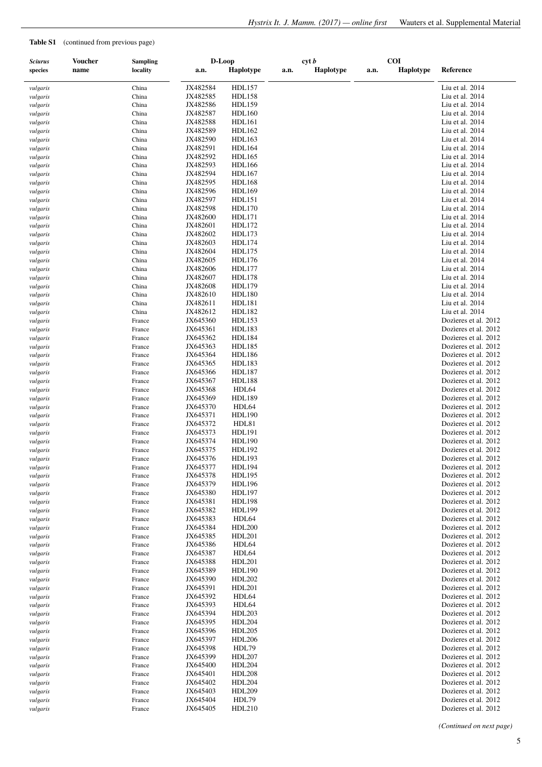**Table S1** (continued from previous page)

| *Sciurus* species | Voucher name | Sampling locality | D-Loop | | cyt *b* | | COI | | Reference |
|---|---|---|---|---|---|---|---|---|---|
| | | | a.n. | Haplotype | a.n. | Haplotype | a.n. | Haplotype | |
| *vulgaris* | | China | JX482584 | HDL157 | | | | | Liu et al. 2014 |
| *vulgaris* | | China | JX482585 | HDL158 | | | | | Liu et al. 2014 |
| *vulgaris* | | China | JX482586 | HDL159 | | | | | Liu et al. 2014 |
| *vulgaris* | | China | JX482587 | HDL160 | | | | | Liu et al. 2014 |
| *vulgaris* | | China | JX482588 | HDL161 | | | | | Liu et al. 2014 |
| *vulgaris* | | China | JX482589 | HDL162 | | | | | Liu et al. 2014 |
| *vulgaris* | | China | JX482590 | HDL163 | | | | | Liu et al. 2014 |
| *vulgaris* | | China | JX482591 | HDL164 | | | | | Liu et al. 2014 |
| *vulgaris* | | China | JX482592 | HDL165 | | | | | Liu et al. 2014 |
| *vulgaris* | | China | JX482593 | HDL166 | | | | | Liu et al. 2014 |
| *vulgaris* | | China | JX482594 | HDL167 | | | | | Liu et al. 2014 |
| *vulgaris* | | China | JX482595 | HDL168 | | | | | Liu et al. 2014 |
| *vulgaris* | | China | JX482596 | HDL169 | | | | | Liu et al. 2014 |
| *vulgaris* | | China | JX482597 | HDL151 | | | | | Liu et al. 2014 |
| *vulgaris* | | China | JX482598 | HDL170 | | | | | Liu et al. 2014 |
| *vulgaris* | | China | JX482600 | HDL171 | | | | | Liu et al. 2014 |
| *vulgaris* | | China | JX482601 | HDL172 | | | | | Liu et al. 2014 |
| *vulgaris* | | China | JX482602 | HDL173 | | | | | Liu et al. 2014 |
| *vulgaris* | | China | JX482603 | HDL174 | | | | | Liu et al. 2014 |
| *vulgaris* | | China | JX482604 | HDL175 | | | | | Liu et al. 2014 |
| *vulgaris* | | China | JX482605 | HDL176 | | | | | Liu et al. 2014 |
| *vulgaris* | | China | JX482606 | HDL177 | | | | | Liu et al. 2014 |
| *vulgaris* | | China | JX482607 | HDL178 | | | | | Liu et al. 2014 |
| *vulgaris* | | China | JX482608 | HDL179 | | | | | Liu et al. 2014 |
| *vulgaris* | | China | JX482610 | HDL180 | | | | | Liu et al. 2014 |
| *vulgaris* | | China | JX482611 | HDL181 | | | | | Liu et al. 2014 |
| *vulgaris* | | China | JX482612 | HDL182 | | | | | Liu et al. 2014 |
| *vulgaris* | | France | JX645360 | HDL153 | | | | | Dozìeres et al. 2012 |
| *vulgaris* | | France | JX645361 | HDL183 | | | | | Dozìeres et al. 2012 |
| *vulgaris* | | France | JX645362 | HDL184 | | | | | Dozìeres et al. 2012 |
| *vulgaris* | | France | JX645363 | HDL185 | | | | | Dozìeres et al. 2012 |
| *vulgaris* | | France | JX645364 | HDL186 | | | | | Dozìeres et al. 2012 |
| *vulgaris* | | France | JX645365 | HDL183 | | | | | Dozìeres et al. 2012 |
| *vulgaris* | | France | JX645366 | HDL187 | | | | | Dozìeres et al. 2012 |
| *vulgaris* | | France | JX645367 | HDL188 | | | | | Dozìeres et al. 2012 |
| *vulgaris* | | France | JX645368 | HDL64 | | | | | Dozìeres et al. 2012 |
| *vulgaris* | | France | JX645369 | HDL189 | | | | | Dozìeres et al. 2012 |
| *vulgaris* | | France | JX645370 | HDL64 | | | | | Dozìeres et al. 2012 |
| *vulgaris* | | France | JX645371 | HDL190 | | | | | Dozìeres et al. 2012 |
| *vulgaris* | | France | JX645372 | HDL81 | | | | | Dozìeres et al. 2012 |
| *vulgaris* | | France | JX645373 | HDL191 | | | | | Dozìeres et al. 2012 |
| *vulgaris* | | France | JX645374 | HDL190 | | | | | Dozìeres et al. 2012 |
| *vulgaris* | | France | JX645375 | HDL192 | | | | | Dozìeres et al. 2012 |
| *vulgaris* | | France | JX645376 | HDL193 | | | | | Dozìeres et al. 2012 |
| *vulgaris* | | France | JX645377 | HDL194 | | | | | Dozìeres et al. 2012 |
| *vulgaris* | | France | JX645378 | HDL195 | | | | | Dozìeres et al. 2012 |
| *vulgaris* | | France | JX645379 | HDL196 | | | | | Dozìeres et al. 2012 |
| *vulgaris* | | France | JX645380 | HDL197 | | | | | Dozìeres et al. 2012 |
| *vulgaris* | | France | JX645381 | HDL198 | | | | | Dozìeres et al. 2012 |
| *vulgaris* | | France | JX645382 | HDL199 | | | | | Dozìeres et al. 2012 |
| *vulgaris* | | France | JX645383 | HDL64 | | | | | Dozìeres et al. 2012 |
| *vulgaris* | | France | JX645384 | HDL200 | | | | | Dozìeres et al. 2012 |
| *vulgaris* | | France | JX645385 | HDL201 | | | | | Dozìeres et al. 2012 |
| *vulgaris* | | France | JX645386 | HDL64 | | | | | Dozìeres et al. 2012 |
| *vulgaris* | | France | JX645387 | HDL64 | | | | | Dozìeres et al. 2012 |
| *vulgaris* | | France | JX645388 | HDL201 | | | | | Dozìeres et al. 2012 |
| *vulgaris* | | France | JX645389 | HDL190 | | | | | Dozìeres et al. 2012 |
| *vulgaris* | | France | JX645390 | HDL202 | | | | | Dozìeres et al. 2012 |
| *vulgaris* | | France | JX645391 | HDL201 | | | | | Dozìeres et al. 2012 |
| *vulgaris* | | France | JX645392 | HDL64 | | | | | Dozìeres et al. 2012 |
| *vulgaris* | | France | JX645393 | HDL64 | | | | | Dozìeres et al. 2012 |
| *vulgaris* | | France | JX645394 | HDL203 | | | | | Dozìeres et al. 2012 |
| *vulgaris* | | France | JX645395 | HDL204 | | | | | Dozìeres et al. 2012 |
| *vulgaris* | | France | JX645396 | HDL205 | | | | | Dozìeres et al. 2012 |
| *vulgaris* | | France | JX645397 | HDL206 | | | | | Dozìeres et al. 2012 |
| *vulgaris* | | France | JX645398 | HDL79 | | | | | Dozìeres et al. 2012 |
| *vulgaris* | | France | JX645399 | HDL207 | | | | | Dozìeres et al. 2012 |
| *vulgaris* | | France | JX645400 | HDL204 | | | | | Dozìeres et al. 2012 |
| *vulgaris* | | France | JX645401 | HDL208 | | | | | Dozìeres et al. 2012 |
| *vulgaris* | | France | JX645402 | HDL204 | | | | | Dozìeres et al. 2012 |
| *vulgaris* | | France | JX645403 | HDL209 | | | | | Dozìeres et al. 2012 |
| *vulgaris* | | France | JX645404 | HDL79 | | | | | Dozìeres et al. 2012 |
| *vulgaris* | | France | JX645405 | HDL210 | | | | | Dozìeres et al. 2012 |

*(Continued on next page)*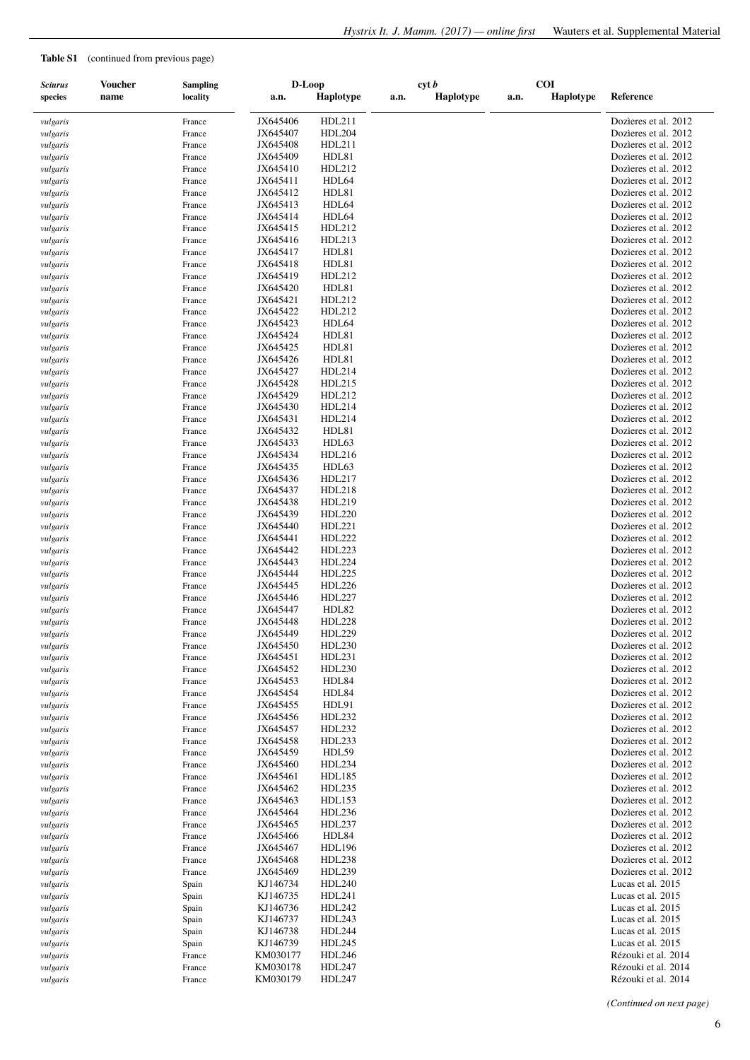**Table S1** (continued from previous page)

| *Sciurus* species | Voucher name | Sampling locality | D-Loop | | cyt *b* | | COI | | Reference |
|---|---|---|---|---|---|---|---|---|---|
| | | | a.n. | Haplotype | a.n. | Haplotype | a.n. | Haplotype | |
| *vulgaris* | | France | JX645406 | HDL211 | | | | | Dozieres et al. 2012 |
| *vulgaris* | | France | JX645407 | HDL204 | | | | | Dozieres et al. 2012 |
| *vulgaris* | | France | JX645408 | HDL211 | | | | | Dozieres et al. 2012 |
| *vulgaris* | | France | JX645409 | HDL81 | | | | | Dozieres et al. 2012 |
| *vulgaris* | | France | JX645410 | HDL212 | | | | | Dozieres et al. 2012 |
| *vulgaris* | | France | JX645411 | HDL64 | | | | | Dozieres et al. 2012 |
| *vulgaris* | | France | JX645412 | HDL81 | | | | | Dozieres et al. 2012 |
| *vulgaris* | | France | JX645413 | HDL64 | | | | | Dozieres et al. 2012 |
| *vulgaris* | | France | JX645414 | HDL64 | | | | | Dozieres et al. 2012 |
| *vulgaris* | | France | JX645415 | HDL212 | | | | | Dozieres et al. 2012 |
| *vulgaris* | | France | JX645416 | HDL213 | | | | | Dozieres et al. 2012 |
| *vulgaris* | | France | JX645417 | HDL81 | | | | | Dozieres et al. 2012 |
| *vulgaris* | | France | JX645418 | HDL81 | | | | | Dozieres et al. 2012 |
| *vulgaris* | | France | JX645419 | HDL212 | | | | | Dozieres et al. 2012 |
| *vulgaris* | | France | JX645420 | HDL81 | | | | | Dozieres et al. 2012 |
| *vulgaris* | | France | JX645421 | HDL212 | | | | | Dozieres et al. 2012 |
| *vulgaris* | | France | JX645422 | HDL212 | | | | | Dozieres et al. 2012 |
| *vulgaris* | | France | JX645423 | HDL64 | | | | | Dozieres et al. 2012 |
| *vulgaris* | | France | JX645424 | HDL81 | | | | | Dozieres et al. 2012 |
| *vulgaris* | | France | JX645425 | HDL81 | | | | | Dozieres et al. 2012 |
| *vulgaris* | | France | JX645426 | HDL81 | | | | | Dozieres et al. 2012 |
| *vulgaris* | | France | JX645427 | HDL214 | | | | | Dozieres et al. 2012 |
| *vulgaris* | | France | JX645428 | HDL215 | | | | | Dozieres et al. 2012 |
| *vulgaris* | | France | JX645429 | HDL212 | | | | | Dozieres et al. 2012 |
| *vulgaris* | | France | JX645430 | HDL214 | | | | | Dozieres et al. 2012 |
| *vulgaris* | | France | JX645431 | HDL214 | | | | | Dozieres et al. 2012 |
| *vulgaris* | | France | JX645432 | HDL81 | | | | | Dozieres et al. 2012 |
| *vulgaris* | | France | JX645433 | HDL63 | | | | | Dozieres et al. 2012 |
| *vulgaris* | | France | JX645434 | HDL216 | | | | | Dozieres et al. 2012 |
| *vulgaris* | | France | JX645435 | HDL63 | | | | | Dozieres et al. 2012 |
| *vulgaris* | | France | JX645436 | HDL217 | | | | | Dozieres et al. 2012 |
| *vulgaris* | | France | JX645437 | HDL218 | | | | | Dozieres et al. 2012 |
| *vulgaris* | | France | JX645438 | HDL219 | | | | | Dozieres et al. 2012 |
| *vulgaris* | | France | JX645439 | HDL220 | | | | | Dozieres et al. 2012 |
| *vulgaris* | | France | JX645440 | HDL221 | | | | | Dozieres et al. 2012 |
| *vulgaris* | | France | JX645441 | HDL222 | | | | | Dozieres et al. 2012 |
| *vulgaris* | | France | JX645442 | HDL223 | | | | | Dozieres et al. 2012 |
| *vulgaris* | | France | JX645443 | HDL224 | | | | | Dozieres et al. 2012 |
| *vulgaris* | | France | JX645444 | HDL225 | | | | | Dozieres et al. 2012 |
| *vulgaris* | | France | JX645445 | HDL226 | | | | | Dozieres et al. 2012 |
| *vulgaris* | | France | JX645446 | HDL227 | | | | | Dozieres et al. 2012 |
| *vulgaris* | | France | JX645447 | HDL82 | | | | | Dozieres et al. 2012 |
| *vulgaris* | | France | JX645448 | HDL228 | | | | | Dozieres et al. 2012 |
| *vulgaris* | | France | JX645449 | HDL229 | | | | | Dozieres et al. 2012 |
| *vulgaris* | | France | JX645450 | HDL230 | | | | | Dozieres et al. 2012 |
| *vulgaris* | | France | JX645451 | HDL231 | | | | | Dozieres et al. 2012 |
| *vulgaris* | | France | JX645452 | HDL230 | | | | | Dozieres et al. 2012 |
| *vulgaris* | | France | JX645453 | HDL84 | | | | | Dozieres et al. 2012 |
| *vulgaris* | | France | JX645454 | HDL84 | | | | | Dozieres et al. 2012 |
| *vulgaris* | | France | JX645455 | HDL91 | | | | | Dozieres et al. 2012 |
| *vulgaris* | | France | JX645456 | HDL232 | | | | | Dozieres et al. 2012 |
| *vulgaris* | | France | JX645457 | HDL232 | | | | | Dozieres et al. 2012 |
| *vulgaris* | | France | JX645458 | HDL233 | | | | | Dozieres et al. 2012 |
| *vulgaris* | | France | JX645459 | HDL59 | | | | | Dozieres et al. 2012 |
| *vulgaris* | | France | JX645460 | HDL234 | | | | | Dozieres et al. 2012 |
| *vulgaris* | | France | JX645461 | HDL185 | | | | | Dozieres et al. 2012 |
| *vulgaris* | | France | JX645462 | HDL235 | | | | | Dozieres et al. 2012 |
| *vulgaris* | | France | JX645463 | HDL153 | | | | | Dozieres et al. 2012 |
| *vulgaris* | | France | JX645464 | HDL236 | | | | | Dozieres et al. 2012 |
| *vulgaris* | | France | JX645465 | HDL237 | | | | | Dozieres et al. 2012 |
| *vulgaris* | | France | JX645466 | HDL84 | | | | | Dozieres et al. 2012 |
| *vulgaris* | | France | JX645467 | HDL196 | | | | | Dozieres et al. 2012 |
| *vulgaris* | | France | JX645468 | HDL238 | | | | | Dozieres et al. 2012 |
| *vulgaris* | | France | JX645469 | HDL239 | | | | | Dozieres et al. 2012 |
| *vulgaris* | | Spain | KJ146734 | HDL240 | | | | | Lucas et al. 2015 |
| *vulgaris* | | Spain | KJ146735 | HDL241 | | | | | Lucas et al. 2015 |
| *vulgaris* | | Spain | KJ146736 | HDL242 | | | | | Lucas et al. 2015 |
| *vulgaris* | | Spain | KJ146737 | HDL243 | | | | | Lucas et al. 2015 |
| *vulgaris* | | Spain | KJ146738 | HDL244 | | | | | Lucas et al. 2015 |
| *vulgaris* | | Spain | KJ146739 | HDL245 | | | | | Lucas et al. 2015 |
| *vulgaris* | | France | KM030177 | HDL246 | | | | | Rézouki et al. 2014 |
| *vulgaris* | | France | KM030178 | HDL247 | | | | | Rézouki et al. 2014 |
| *vulgaris* | | France | KM030179 | HDL247 | | | | | Rézouki et al. 2014 |

*(Continued on next page)*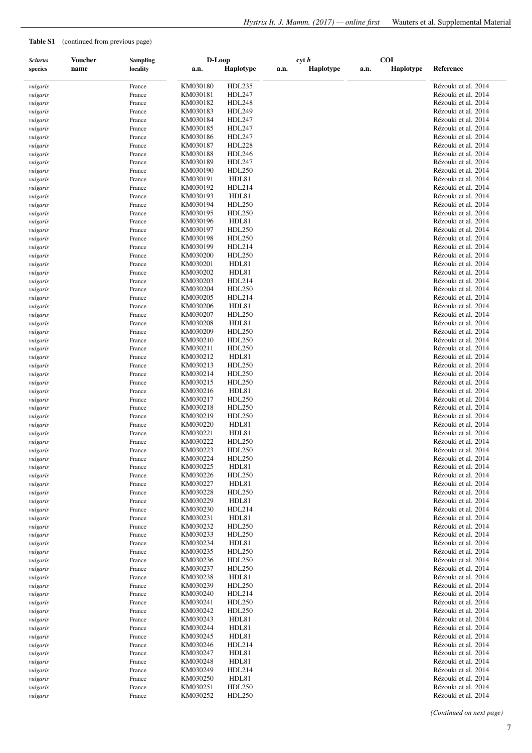**Table S1** (continued from previous page)

| *Sciurus* species | Voucher name | Sampling locality | D-Loop | | cyt *b* | | COI | | Reference |
|---|---|---|---|---|---|---|---|---|---|
| | | | a.n. | Haplotype | a.n. | Haplotype | a.n. | Haplotype | |
| *vulgaris* | | France | KM030180 | HDL235 | | | | | Rézouki et al. 2014 |
| *vulgaris* | | France | KM030181 | HDL247 | | | | | Rézouki et al. 2014 |
| *vulgaris* | | France | KM030182 | HDL248 | | | | | Rézouki et al. 2014 |
| *vulgaris* | | France | KM030183 | HDL249 | | | | | Rézouki et al. 2014 |
| *vulgaris* | | France | KM030184 | HDL247 | | | | | Rézouki et al. 2014 |
| *vulgaris* | | France | KM030185 | HDL247 | | | | | Rézouki et al. 2014 |
| *vulgaris* | | France | KM030186 | HDL247 | | | | | Rézouki et al. 2014 |
| *vulgaris* | | France | KM030187 | HDL228 | | | | | Rézouki et al. 2014 |
| *vulgaris* | | France | KM030188 | HDL246 | | | | | Rézouki et al. 2014 |
| *vulgaris* | | France | KM030189 | HDL247 | | | | | Rézouki et al. 2014 |
| *vulgaris* | | France | KM030190 | HDL250 | | | | | Rézouki et al. 2014 |
| *vulgaris* | | France | KM030191 | HDL81 | | | | | Rézouki et al. 2014 |
| *vulgaris* | | France | KM030192 | HDL214 | | | | | Rézouki et al. 2014 |
| *vulgaris* | | France | KM030193 | HDL81 | | | | | Rézouki et al. 2014 |
| *vulgaris* | | France | KM030194 | HDL250 | | | | | Rézouki et al. 2014 |
| *vulgaris* | | France | KM030195 | HDL250 | | | | | Rézouki et al. 2014 |
| *vulgaris* | | France | KM030196 | HDL81 | | | | | Rézouki et al. 2014 |
| *vulgaris* | | France | KM030197 | HDL250 | | | | | Rézouki et al. 2014 |
| *vulgaris* | | France | KM030198 | HDL250 | | | | | Rézouki et al. 2014 |
| *vulgaris* | | France | KM030199 | HDL214 | | | | | Rézouki et al. 2014 |
| *vulgaris* | | France | KM030200 | HDL250 | | | | | Rézouki et al. 2014 |
| *vulgaris* | | France | KM030201 | HDL81 | | | | | Rézouki et al. 2014 |
| *vulgaris* | | France | KM030202 | HDL81 | | | | | Rézouki et al. 2014 |
| *vulgaris* | | France | KM030203 | HDL214 | | | | | Rézouki et al. 2014 |
| *vulgaris* | | France | KM030204 | HDL250 | | | | | Rézouki et al. 2014 |
| *vulgaris* | | France | KM030205 | HDL214 | | | | | Rézouki et al. 2014 |
| *vulgaris* | | France | KM030206 | HDL81 | | | | | Rézouki et al. 2014 |
| *vulgaris* | | France | KM030207 | HDL250 | | | | | Rézouki et al. 2014 |
| *vulgaris* | | France | KM030208 | HDL81 | | | | | Rézouki et al. 2014 |
| *vulgaris* | | France | KM030209 | HDL250 | | | | | Rézouki et al. 2014 |
| *vulgaris* | | France | KM030210 | HDL250 | | | | | Rézouki et al. 2014 |
| *vulgaris* | | France | KM030211 | HDL250 | | | | | Rézouki et al. 2014 |
| *vulgaris* | | France | KM030212 | HDL81 | | | | | Rézouki et al. 2014 |
| *vulgaris* | | France | KM030213 | HDL250 | | | | | Rézouki et al. 2014 |
| *vulgaris* | | France | KM030214 | HDL250 | | | | | Rézouki et al. 2014 |
| *vulgaris* | | France | KM030215 | HDL250 | | | | | Rézouki et al. 2014 |
| *vulgaris* | | France | KM030216 | HDL81 | | | | | Rézouki et al. 2014 |
| *vulgaris* | | France | KM030217 | HDL250 | | | | | Rézouki et al. 2014 |
| *vulgaris* | | France | KM030218 | HDL250 | | | | | Rézouki et al. 2014 |
| *vulgaris* | | France | KM030219 | HDL250 | | | | | Rézouki et al. 2014 |
| *vulgaris* | | France | KM030220 | HDL81 | | | | | Rézouki et al. 2014 |
| *vulgaris* | | France | KM030221 | HDL81 | | | | | Rézouki et al. 2014 |
| *vulgaris* | | France | KM030222 | HDL250 | | | | | Rézouki et al. 2014 |
| *vulgaris* | | France | KM030223 | HDL250 | | | | | Rézouki et al. 2014 |
| *vulgaris* | | France | KM030224 | HDL250 | | | | | Rézouki et al. 2014 |
| *vulgaris* | | France | KM030225 | HDL81 | | | | | Rézouki et al. 2014 |
| *vulgaris* | | France | KM030226 | HDL250 | | | | | Rézouki et al. 2014 |
| *vulgaris* | | France | KM030227 | HDL81 | | | | | Rézouki et al. 2014 |
| *vulgaris* | | France | KM030228 | HDL250 | | | | | Rézouki et al. 2014 |
| *vulgaris* | | France | KM030229 | HDL81 | | | | | Rézouki et al. 2014 |
| *vulgaris* | | France | KM030230 | HDL214 | | | | | Rézouki et al. 2014 |
| *vulgaris* | | France | KM030231 | HDL81 | | | | | Rézouki et al. 2014 |
| *vulgaris* | | France | KM030232 | HDL250 | | | | | Rézouki et al. 2014 |
| *vulgaris* | | France | KM030233 | HDL250 | | | | | Rézouki et al. 2014 |
| *vulgaris* | | France | KM030234 | HDL81 | | | | | Rézouki et al. 2014 |
| *vulgaris* | | France | KM030235 | HDL250 | | | | | Rézouki et al. 2014 |
| *vulgaris* | | France | KM030236 | HDL250 | | | | | Rézouki et al. 2014 |
| *vulgaris* | | France | KM030237 | HDL250 | | | | | Rézouki et al. 2014 |
| *vulgaris* | | France | KM030238 | HDL81 | | | | | Rézouki et al. 2014 |
| *vulgaris* | | France | KM030239 | HDL250 | | | | | Rézouki et al. 2014 |
| *vulgaris* | | France | KM030240 | HDL214 | | | | | Rézouki et al. 2014 |
| *vulgaris* | | France | KM030241 | HDL250 | | | | | Rézouki et al. 2014 |
| *vulgaris* | | France | KM030242 | HDL250 | | | | | Rézouki et al. 2014 |
| *vulgaris* | | France | KM030243 | HDL81 | | | | | Rézouki et al. 2014 |
| *vulgaris* | | France | KM030244 | HDL81 | | | | | Rézouki et al. 2014 |
| *vulgaris* | | France | KM030245 | HDL81 | | | | | Rézouki et al. 2014 |
| *vulgaris* | | France | KM030246 | HDL214 | | | | | Rézouki et al. 2014 |
| *vulgaris* | | France | KM030247 | HDL81 | | | | | Rézouki et al. 2014 |
| *vulgaris* | | France | KM030248 | HDL81 | | | | | Rézouki et al. 2014 |
| *vulgaris* | | France | KM030249 | HDL214 | | | | | Rézouki et al. 2014 |
| *vulgaris* | | France | KM030250 | HDL81 | | | | | Rézouki et al. 2014 |
| *vulgaris* | | France | KM030251 | HDL250 | | | | | Rézouki et al. 2014 |
| *vulgaris* | | France | KM030252 | HDL250 | | | | | Rézouki et al. 2014 |

*(Continued on next page)*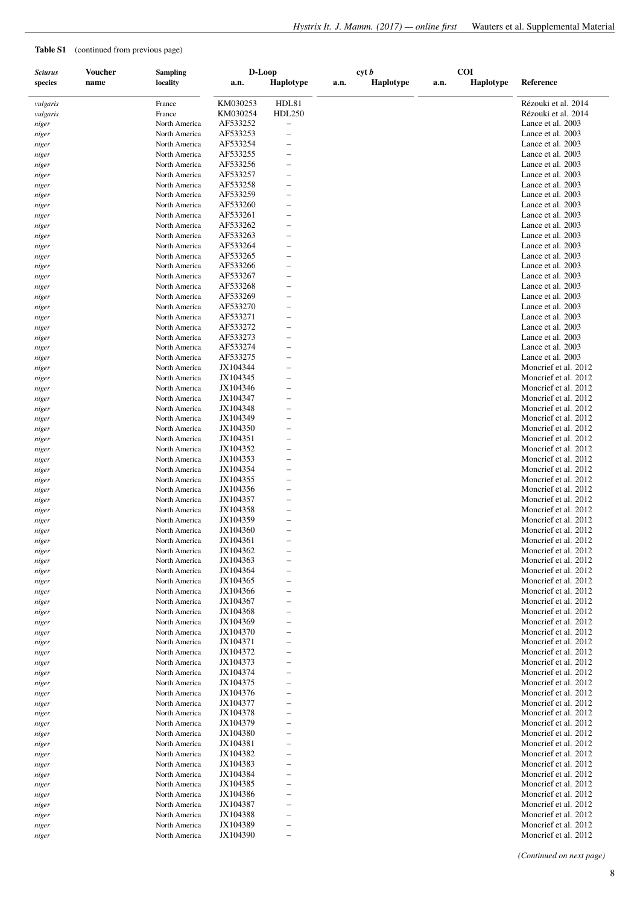**Table S1** (continued from previous page)

| *Sciurus* species | Voucher name | Sampling locality | D-Loop | | cyt *b* | | COI | | Reference |
|---|---|---|---|---|---|---|---|---|---|
| | | | a.n. | Haplotype | a.n. | Haplotype | a.n. | Haplotype | |
| *vulgaris* | | France | KM030253 | HDL81 | | | | | Rézouki et al. 2014 |
| *vulgaris* | | France | KM030254 | HDL250 | | | | | Rézouki et al. 2014 |
| *niger* | | North America | AF533252 | – | | | | | Lance et al. 2003 |
| *niger* | | North America | AF533253 | – | | | | | Lance et al. 2003 |
| *niger* | | North America | AF533254 | – | | | | | Lance et al. 2003 |
| *niger* | | North America | AF533255 | – | | | | | Lance et al. 2003 |
| *niger* | | North America | AF533256 | – | | | | | Lance et al. 2003 |
| *niger* | | North America | AF533257 | – | | | | | Lance et al. 2003 |
| *niger* | | North America | AF533258 | – | | | | | Lance et al. 2003 |
| *niger* | | North America | AF533259 | – | | | | | Lance et al. 2003 |
| *niger* | | North America | AF533260 | – | | | | | Lance et al. 2003 |
| *niger* | | North America | AF533261 | – | | | | | Lance et al. 2003 |
| *niger* | | North America | AF533262 | – | | | | | Lance et al. 2003 |
| *niger* | | North America | AF533263 | – | | | | | Lance et al. 2003 |
| *niger* | | North America | AF533264 | – | | | | | Lance et al. 2003 |
| *niger* | | North America | AF533265 | – | | | | | Lance et al. 2003 |
| *niger* | | North America | AF533266 | – | | | | | Lance et al. 2003 |
| *niger* | | North America | AF533267 | – | | | | | Lance et al. 2003 |
| *niger* | | North America | AF533268 | – | | | | | Lance et al. 2003 |
| *niger* | | North America | AF533269 | – | | | | | Lance et al. 2003 |
| *niger* | | North America | AF533270 | – | | | | | Lance et al. 2003 |
| *niger* | | North America | AF533271 | – | | | | | Lance et al. 2003 |
| *niger* | | North America | AF533272 | – | | | | | Lance et al. 2003 |
| *niger* | | North America | AF533273 | – | | | | | Lance et al. 2003 |
| *niger* | | North America | AF533274 | – | | | | | Lance et al. 2003 |
| *niger* | | North America | AF533275 | – | | | | | Lance et al. 2003 |
| *niger* | | North America | JX104344 | – | | | | | Moncrief et al. 2012 |
| *niger* | | North America | JX104345 | – | | | | | Moncrief et al. 2012 |
| *niger* | | North America | JX104346 | – | | | | | Moncrief et al. 2012 |
| *niger* | | North America | JX104347 | – | | | | | Moncrief et al. 2012 |
| *niger* | | North America | JX104348 | – | | | | | Moncrief et al. 2012 |
| *niger* | | North America | JX104349 | – | | | | | Moncrief et al. 2012 |
| *niger* | | North America | JX104350 | – | | | | | Moncrief et al. 2012 |
| *niger* | | North America | JX104351 | – | | | | | Moncrief et al. 2012 |
| *niger* | | North America | JX104352 | – | | | | | Moncrief et al. 2012 |
| *niger* | | North America | JX104353 | – | | | | | Moncrief et al. 2012 |
| *niger* | | North America | JX104354 | – | | | | | Moncrief et al. 2012 |
| *niger* | | North America | JX104355 | – | | | | | Moncrief et al. 2012 |
| *niger* | | North America | JX104356 | – | | | | | Moncrief et al. 2012 |
| *niger* | | North America | JX104357 | – | | | | | Moncrief et al. 2012 |
| *niger* | | North America | JX104358 | – | | | | | Moncrief et al. 2012 |
| *niger* | | North America | JX104359 | – | | | | | Moncrief et al. 2012 |
| *niger* | | North America | JX104360 | – | | | | | Moncrief et al. 2012 |
| *niger* | | North America | JX104361 | – | | | | | Moncrief et al. 2012 |
| *niger* | | North America | JX104362 | – | | | | | Moncrief et al. 2012 |
| *niger* | | North America | JX104363 | – | | | | | Moncrief et al. 2012 |
| *niger* | | North America | JX104364 | – | | | | | Moncrief et al. 2012 |
| *niger* | | North America | JX104365 | – | | | | | Moncrief et al. 2012 |
| *niger* | | North America | JX104366 | – | | | | | Moncrief et al. 2012 |
| *niger* | | North America | JX104367 | – | | | | | Moncrief et al. 2012 |
| *niger* | | North America | JX104368 | – | | | | | Moncrief et al. 2012 |
| *niger* | | North America | JX104369 | – | | | | | Moncrief et al. 2012 |
| *niger* | | North America | JX104370 | – | | | | | Moncrief et al. 2012 |
| *niger* | | North America | JX104371 | – | | | | | Moncrief et al. 2012 |
| *niger* | | North America | JX104372 | – | | | | | Moncrief et al. 2012 |
| *niger* | | North America | JX104373 | – | | | | | Moncrief et al. 2012 |
| *niger* | | North America | JX104374 | – | | | | | Moncrief et al. 2012 |
| *niger* | | North America | JX104375 | – | | | | | Moncrief et al. 2012 |
| *niger* | | North America | JX104376 | – | | | | | Moncrief et al. 2012 |
| *niger* | | North America | JX104377 | – | | | | | Moncrief et al. 2012 |
| *niger* | | North America | JX104378 | – | | | | | Moncrief et al. 2012 |
| *niger* | | North America | JX104379 | – | | | | | Moncrief et al. 2012 |
| *niger* | | North America | JX104380 | – | | | | | Moncrief et al. 2012 |
| *niger* | | North America | JX104381 | – | | | | | Moncrief et al. 2012 |
| *niger* | | North America | JX104382 | – | | | | | Moncrief et al. 2012 |
| *niger* | | North America | JX104383 | – | | | | | Moncrief et al. 2012 |
| *niger* | | North America | JX104384 | – | | | | | Moncrief et al. 2012 |
| *niger* | | North America | JX104385 | – | | | | | Moncrief et al. 2012 |
| *niger* | | North America | JX104386 | – | | | | | Moncrief et al. 2012 |
| *niger* | | North America | JX104387 | – | | | | | Moncrief et al. 2012 |
| *niger* | | North America | JX104388 | – | | | | | Moncrief et al. 2012 |
| *niger* | | North America | JX104389 | – | | | | | Moncrief et al. 2012 |
| *niger* | | North America | JX104390 | – | | | | | Moncrief et al. 2012 |

*(Continued on next page)*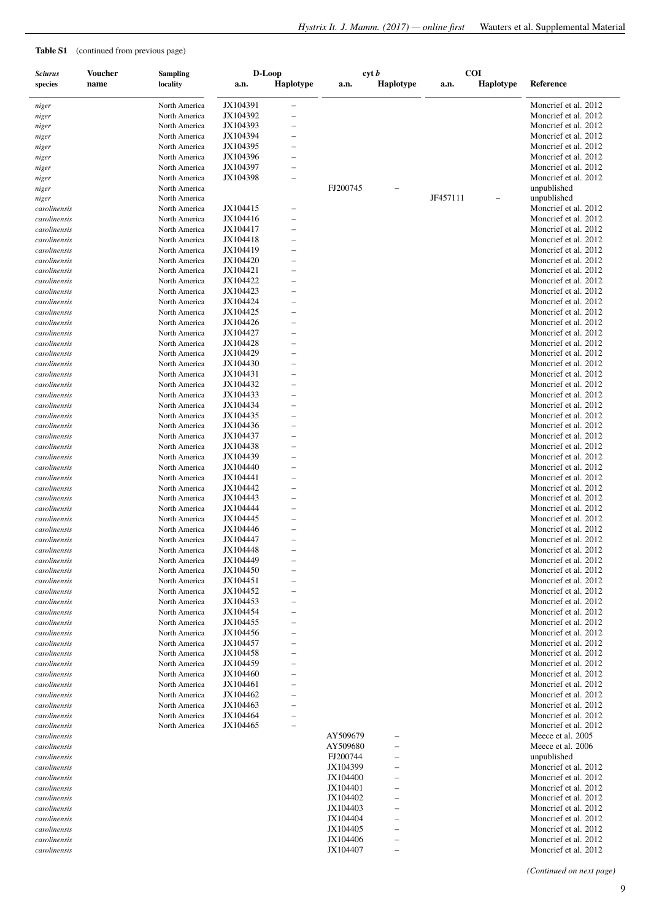**Table S1** (continued from previous page)

| *Sciurus* species | Voucher name | Sampling locality | D-Loop | | cyt *b* | | COI | | Reference |
|---|---|---|---|---|---|---|---|---|---|
| | | | a.n. | Haplotype | a.n. | Haplotype | a.n. | Haplotype | |
| *niger* | | North America | JX104391 | – | | | | | Moncrief et al. 2012 |
| *niger* | | North America | JX104392 | – | | | | | Moncrief et al. 2012 |
| *niger* | | North America | JX104393 | – | | | | | Moncrief et al. 2012 |
| *niger* | | North America | JX104394 | – | | | | | Moncrief et al. 2012 |
| *niger* | | North America | JX104395 | – | | | | | Moncrief et al. 2012 |
| *niger* | | North America | JX104396 | – | | | | | Moncrief et al. 2012 |
| *niger* | | North America | JX104397 | – | | | | | Moncrief et al. 2012 |
| *niger* | | North America | JX104398 | – | | | | | Moncrief et al. 2012 |
| *niger* | | North America | | | FJ200745 | – | | | unpublished |
| *niger* | | North America | | | | | JF457111 | – | unpublished |
| *carolinensis* | | North America | JX104415 | – | | | | | Moncrief et al. 2012 |
| *carolinensis* | | North America | JX104416 | – | | | | | Moncrief et al. 2012 |
| *carolinensis* | | North America | JX104417 | – | | | | | Moncrief et al. 2012 |
| *carolinensis* | | North America | JX104418 | – | | | | | Moncrief et al. 2012 |
| *carolinensis* | | North America | JX104419 | – | | | | | Moncrief et al. 2012 |
| *carolinensis* | | North America | JX104420 | – | | | | | Moncrief et al. 2012 |
| *carolinensis* | | North America | JX104421 | – | | | | | Moncrief et al. 2012 |
| *carolinensis* | | North America | JX104422 | – | | | | | Moncrief et al. 2012 |
| *carolinensis* | | North America | JX104423 | – | | | | | Moncrief et al. 2012 |
| *carolinensis* | | North America | JX104424 | – | | | | | Moncrief et al. 2012 |
| *carolinensis* | | North America | JX104425 | – | | | | | Moncrief et al. 2012 |
| *carolinensis* | | North America | JX104426 | – | | | | | Moncrief et al. 2012 |
| *carolinensis* | | North America | JX104427 | – | | | | | Moncrief et al. 2012 |
| *carolinensis* | | North America | JX104428 | – | | | | | Moncrief et al. 2012 |
| *carolinensis* | | North America | JX104429 | – | | | | | Moncrief et al. 2012 |
| *carolinensis* | | North America | JX104430 | – | | | | | Moncrief et al. 2012 |
| *carolinensis* | | North America | JX104431 | – | | | | | Moncrief et al. 2012 |
| *carolinensis* | | North America | JX104432 | – | | | | | Moncrief et al. 2012 |
| *carolinensis* | | North America | JX104433 | – | | | | | Moncrief et al. 2012 |
| *carolinensis* | | North America | JX104434 | – | | | | | Moncrief et al. 2012 |
| *carolinensis* | | North America | JX104435 | – | | | | | Moncrief et al. 2012 |
| *carolinensis* | | North America | JX104436 | – | | | | | Moncrief et al. 2012 |
| *carolinensis* | | North America | JX104437 | – | | | | | Moncrief et al. 2012 |
| *carolinensis* | | North America | JX104438 | – | | | | | Moncrief et al. 2012 |
| *carolinensis* | | North America | JX104439 | – | | | | | Moncrief et al. 2012 |
| *carolinensis* | | North America | JX104440 | – | | | | | Moncrief et al. 2012 |
| *carolinensis* | | North America | JX104441 | – | | | | | Moncrief et al. 2012 |
| *carolinensis* | | North America | JX104442 | – | | | | | Moncrief et al. 2012 |
| *carolinensis* | | North America | JX104443 | – | | | | | Moncrief et al. 2012 |
| *carolinensis* | | North America | JX104444 | – | | | | | Moncrief et al. 2012 |
| *carolinensis* | | North America | JX104445 | – | | | | | Moncrief et al. 2012 |
| *carolinensis* | | North America | JX104446 | – | | | | | Moncrief et al. 2012 |
| *carolinensis* | | North America | JX104447 | – | | | | | Moncrief et al. 2012 |
| *carolinensis* | | North America | JX104448 | – | | | | | Moncrief et al. 2012 |
| *carolinensis* | | North America | JX104449 | – | | | | | Moncrief et al. 2012 |
| *carolinensis* | | North America | JX104450 | – | | | | | Moncrief et al. 2012 |
| *carolinensis* | | North America | JX104451 | – | | | | | Moncrief et al. 2012 |
| *carolinensis* | | North America | JX104452 | – | | | | | Moncrief et al. 2012 |
| *carolinensis* | | North America | JX104453 | – | | | | | Moncrief et al. 2012 |
| *carolinensis* | | North America | JX104454 | – | | | | | Moncrief et al. 2012 |
| *carolinensis* | | North America | JX104455 | – | | | | | Moncrief et al. 2012 |
| *carolinensis* | | North America | JX104456 | – | | | | | Moncrief et al. 2012 |
| *carolinensis* | | North America | JX104457 | – | | | | | Moncrief et al. 2012 |
| *carolinensis* | | North America | JX104458 | – | | | | | Moncrief et al. 2012 |
| *carolinensis* | | North America | JX104459 | – | | | | | Moncrief et al. 2012 |
| *carolinensis* | | North America | JX104460 | – | | | | | Moncrief et al. 2012 |
| *carolinensis* | | North America | JX104461 | – | | | | | Moncrief et al. 2012 |
| *carolinensis* | | North America | JX104462 | – | | | | | Moncrief et al. 2012 |
| *carolinensis* | | North America | JX104463 | – | | | | | Moncrief et al. 2012 |
| *carolinensis* | | North America | JX104464 | – | | | | | Moncrief et al. 2012 |
| *carolinensis* | | North America | JX104465 | – | | | | | Moncrief et al. 2012 |
| *carolinensis* | | | | | AY509679 | – | | | Meece et al. 2005 |
| *carolinensis* | | | | | AY509680 | – | | | Meece et al. 2006 |
| *carolinensis* | | | | | FJ200744 | – | | | unpublished |
| *carolinensis* | | | | | JX104399 | – | | | Moncrief et al. 2012 |
| *carolinensis* | | | | | JX104400 | – | | | Moncrief et al. 2012 |
| *carolinensis* | | | | | JX104401 | – | | | Moncrief et al. 2012 |
| *carolinensis* | | | | | JX104402 | – | | | Moncrief et al. 2012 |
| *carolinensis* | | | | | JX104403 | – | | | Moncrief et al. 2012 |
| *carolinensis* | | | | | JX104404 | – | | | Moncrief et al. 2012 |
| *carolinensis* | | | | | JX104405 | – | | | Moncrief et al. 2012 |
| *carolinensis* | | | | | JX104406 | – | | | Moncrief et al. 2012 |
| *carolinensis* | | | | | JX104407 | – | | | Moncrief et al. 2012 |

*(Continued on next page)*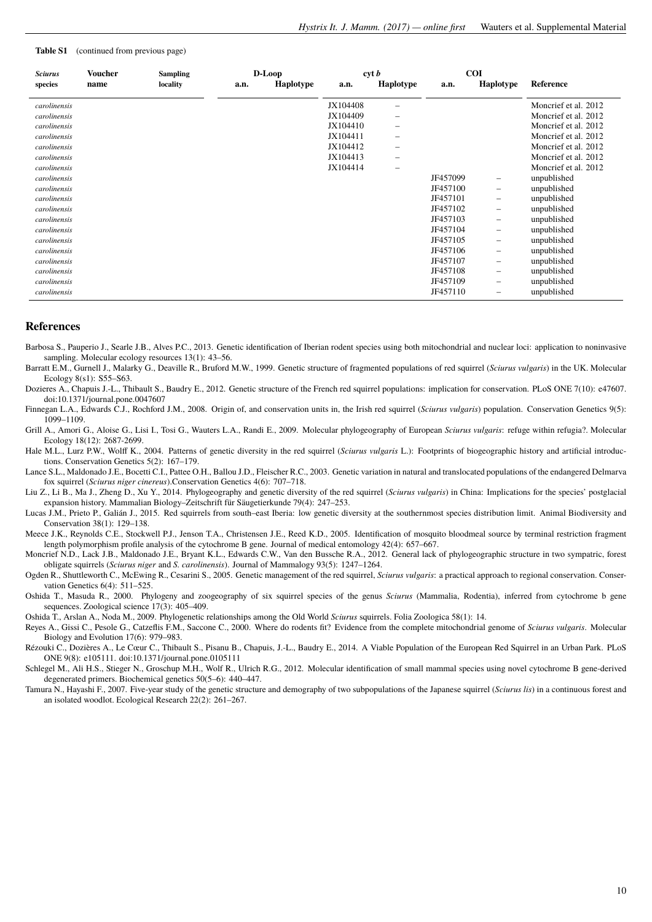**Table S1** (continued from previous page)

| *Sciurus* species | Voucher name | Sampling locality | D-Loop | | cyt *b* | | COI | | Reference |
|---|---|---|---|---|---|---|---|---|---|
| | | | a.n. | Haplotype | a.n. | Haplotype | a.n. | Haplotype | |
| *carolinensis* | | | | | JX104408 | – | | | Moncrief et al. 2012 |
| *carolinensis* | | | | | JX104409 | – | | | Moncrief et al. 2012 |
| *carolinensis* | | | | | JX104410 | – | | | Moncrief et al. 2012 |
| *carolinensis* | | | | | JX104411 | – | | | Moncrief et al. 2012 |
| *carolinensis* | | | | | JX104412 | – | | | Moncrief et al. 2012 |
| *carolinensis* | | | | | JX104413 | – | | | Moncrief et al. 2012 |
| *carolinensis* | | | | | JX104414 | – | | | Moncrief et al. 2012 |
| *carolinensis* | | | | | | | JF457099 | – | unpublished |
| *carolinensis* | | | | | | | JF457100 | – | unpublished |
| *carolinensis* | | | | | | | JF457101 | – | unpublished |
| *carolinensis* | | | | | | | JF457102 | – | unpublished |
| *carolinensis* | | | | | | | JF457103 | – | unpublished |
| *carolinensis* | | | | | | | JF457104 | – | unpublished |
| *carolinensis* | | | | | | | JF457105 | – | unpublished |
| *carolinensis* | | | | | | | JF457106 | – | unpublished |
| *carolinensis* | | | | | | | JF457107 | – | unpublished |
| *carolinensis* | | | | | | | JF457108 | – | unpublished |
| *carolinensis* | | | | | | | JF457109 | – | unpublished |
| *carolinensis* | | | | | | | JF457110 | – | unpublished |

## References

Barbosa S., Pauperio J., Searle J.B., Alves P.C., 2013. Genetic identification of Iberian rodent species using both mitochondrial and nuclear loci: application to noninvasive sampling. Molecular ecology resources 13(1): 43–56.

Barratt E.M., Gurnell J., Malarky G., Deaville R., Bruford M.W., 1999. Genetic structure of fragmented populations of red squirrel (*Sciurus vulgaris*) in the UK. Molecular Ecology 8(s1): S55–S63.

Dozieres A., Chapuis J.-L., Thibault S., Baudry E., 2012. Genetic structure of the French red squirrel populations: implication for conservation. PLoS ONE 7(10): e47607. doi:10.1371/journal.pone.0047607

Finnegan L.A., Edwards C.J., Rochford J.M., 2008. Origin of, and conservation units in, the Irish red squirrel (*Sciurus vulgaris*) population. Conservation Genetics 9(5): 1099–1109.

Grill A., Amori G., Aloise G., Lisi I., Tosi G., Wauters L.A., Randi E., 2009. Molecular phylogeography of European *Sciurus vulgaris*: refuge within refugia?. Molecular Ecology 18(12): 2687-2699.

Hale M.L., Lurz P.W., Wolff K., 2004. Patterns of genetic diversity in the red squirrel (*Sciurus vulgaris* L.): Footprints of biogeographic history and artificial introductions. Conservation Genetics 5(2): 167–179.

Lance S.L., Maldonado J.E., Bocetti C.I., Pattee O.H., Ballou J.D., Fleischer R.C., 2003. Genetic variation in natural and translocated populations of the endangered Delmarva fox squirrel (*Sciurus niger cinereus*).Conservation Genetics 4(6): 707–718.

Liu Z., Li B., Ma J., Zheng D., Xu Y., 2014. Phylogeography and genetic diversity of the red squirrel (*Sciurus vulgaris*) in China: Implications for the species' postglacial expansion history. Mammalian Biology–Zeitschrift für Säugetierkunde 79(4): 247–253.

Lucas J.M., Prieto P., Galián J., 2015. Red squirrels from south–east Iberia: low genetic diversity at the southernmost species distribution limit. Animal Biodiversity and Conservation 38(1): 129–138.

Meece J.K., Reynolds C.E., Stockwell P.J., Jenson T.A., Christensen J.E., Reed K.D., 2005. Identification of mosquito bloodmeal source by terminal restriction fragment length polymorphism profile analysis of the cytochrome B gene. Journal of medical entomology 42(4): 657–667.

Moncrief N.D., Lack J.B., Maldonado J.E., Bryant K.L., Edwards C.W., Van den Bussche R.A., 2012. General lack of phylogeographic structure in two sympatric, forest obligate squirrels (*Sciurus niger* and *S. carolinensis*). Journal of Mammalogy 93(5): 1247–1264.

Ogden R., Shuttleworth C., McEwing R., Cesarini S., 2005. Genetic management of the red squirrel, *Sciurus vulgaris*: a practical approach to regional conservation. Conservation Genetics 6(4): 511–525.

Oshida T., Masuda R., 2000. Phylogeny and zoogeography of six squirrel species of the genus *Sciurus* (Mammalia, Rodentia), inferred from cytochrome b gene sequences. Zoological science 17(3): 405–409.

Oshida T., Arslan A., Noda M., 2009. Phylogenetic relationships among the Old World *Sciurus* squirrels. Folia Zoologica 58(1): 14.

Reyes A., Gissi C., Pesole G., Catzeflis F.M., Saccone C., 2000. Where do rodents fit? Evidence from the complete mitochondrial genome of *Sciurus vulgaris*. Molecular Biology and Evolution 17(6): 979–983.

Rézouki C., Dozières A., Le Cœur C., Thibault S., Pisanu B., Chapuis, J.-L., Baudry E., 2014. A Viable Population of the European Red Squirrel in an Urban Park. PLoS ONE 9(8): e105111. doi:10.1371/journal.pone.0105111

Schlegel M., Ali H.S., Stieger N., Groschup M.H., Wolf R., Ulrich R.G., 2012. Molecular identification of small mammal species using novel cytochrome B gene-derived degenerated primers. Biochemical genetics 50(5–6): 440–447.

Tamura N., Hayashi F., 2007. Five-year study of the genetic structure and demography of two subpopulations of the Japanese squirrel (*Sciurus lis*) in a continuous forest and an isolated woodlot. Ecological Research 22(2): 261–267.